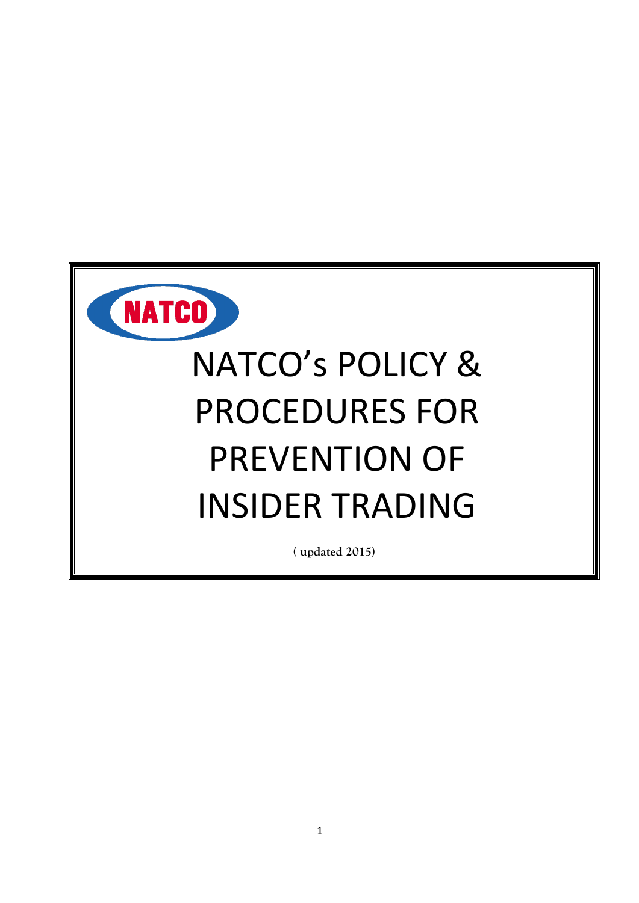NATCO

# NATCO's POLICY & PROCEDURES FOR PREVENTION OF INSIDER TRADING

**( updated 2015)**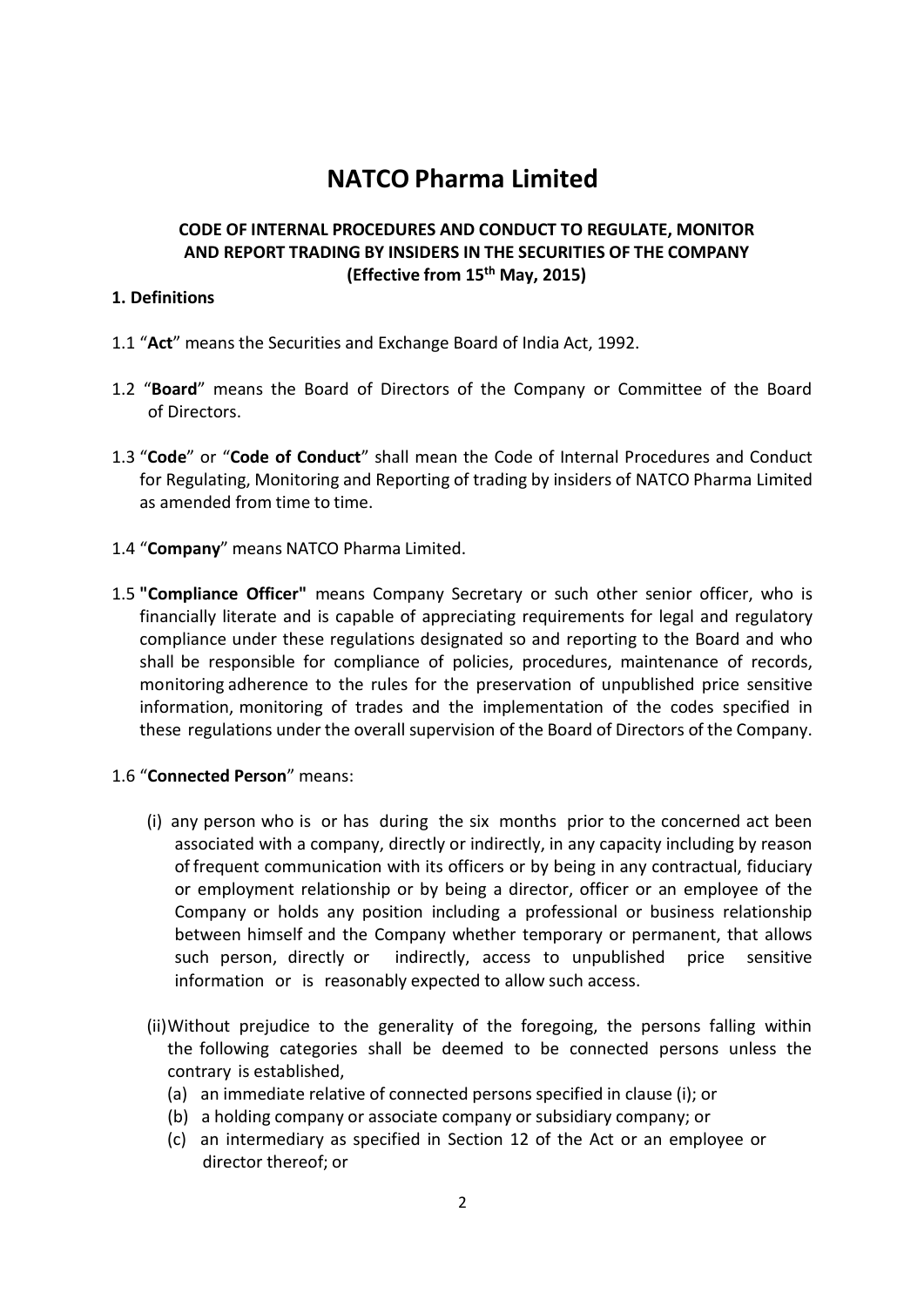# NATCO Pharma Limited

## CODE OF INTERNAL PROCEDURES AND CONDUCT TO REGULATE, MONITOR AND REPORT TRADING BY INSIDERS IN THE SECURITIES OF THE COMPANY (Effective from 15th May, 2015)

### 1. Definitions

1.1 "**Act**" means the Securities and Exchange Board of India Act, 1992.

1.2 "**Board**" means the Board of Directors of the Company or Committee of the Board of Directors.

1.3 "**Code**" or "**Code of Conduct**" shall mean the Code of Internal Procedures and Conduct for Regulating, Monitoring and Reporting of trading by insiders of NATCO Pharma Limited as amended from time to time.

1.4 "**Company**" means NATCO Pharma Limited.

1.5 **"Compliance Officer"** means Company Secretary or such other senior officer, who is financially literate and is capable of appreciating requirements for legal and regulatory compliance under these regulations designated so and reporting to the Board and who shall be responsible for compliance of policies, procedures, maintenance of records, monitoring adherence to the rules for the preservation of unpublished price sensitive information, monitoring of trades and the implementation of the codes specified in these regulations under the overall supervision of the Board of Directors of the Company.

1.6 "**Connected Person**" means:

(i) any person who is or has during the six months prior to the concerned act been associated with a company, directly or indirectly, in any capacity including by reason of frequent communication with its officers or by being in any contractual, fiduciary or employment relationship or by being a director, officer or an employee of the Company or holds any position including a professional or business relationship between himself and the Company whether temporary or permanent, that allows such person, directly or indirectly, access to unpublished price sensitive information or is reasonably expected to allow such access.

(ii) Without prejudice to the generality of the foregoing, the persons falling within the following categories shall be deemed to be connected persons unless the contrary is established,

(a) an immediate relative of connected persons specified in clause (i); or
(b) a holding company or associate company or subsidiary company; or
(c) an intermediary as specified in Section 12 of the Act or an employee or director thereof; or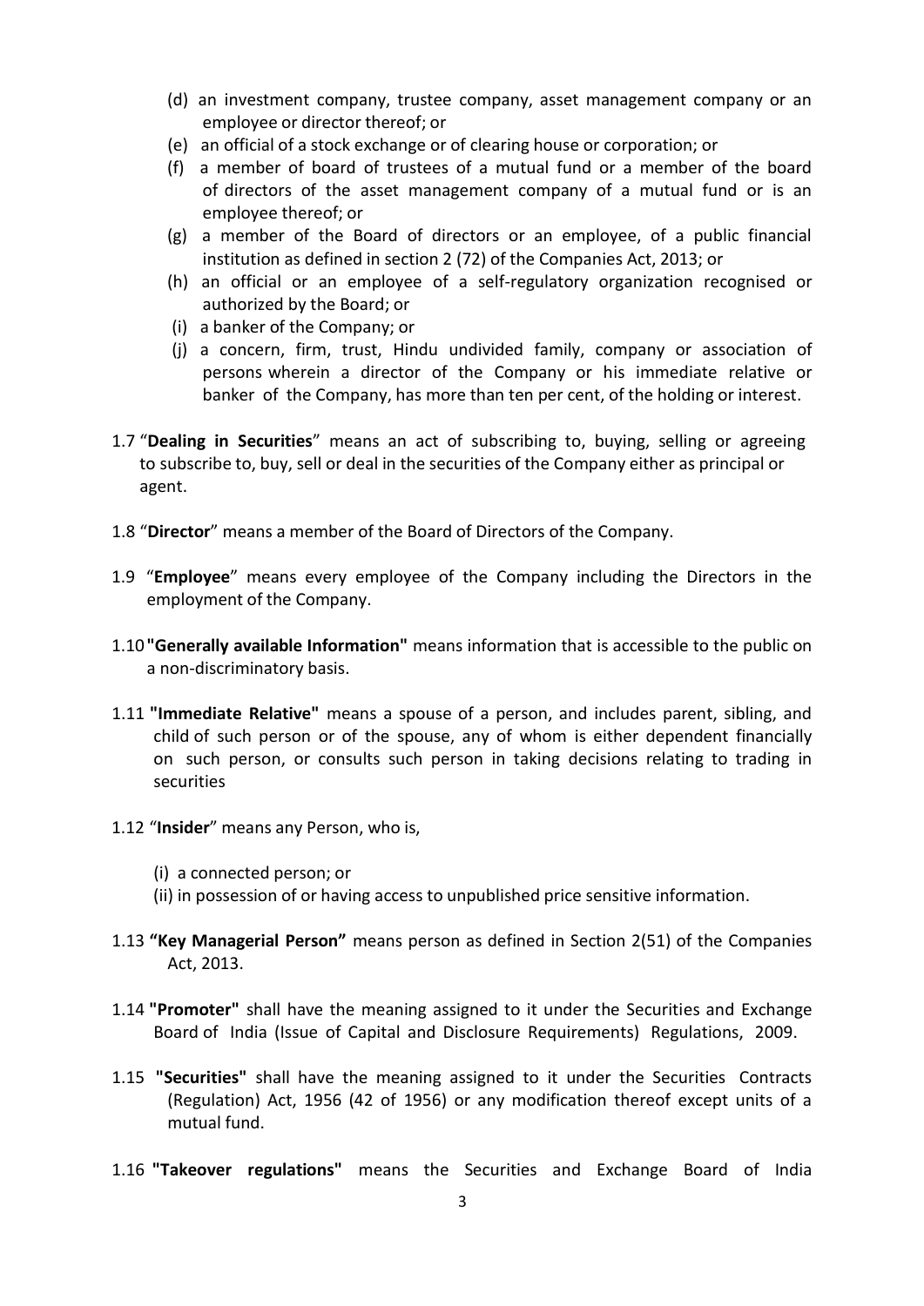(d) an investment company, trustee company, asset management company or an employee or director thereof; or
(e) an official of a stock exchange or of clearing house or corporation; or
(f) a member of board of trustees of a mutual fund or a member of the board of directors of the asset management company of a mutual fund or is an employee thereof; or
(g) a member of the Board of directors or an employee, of a public financial institution as defined in section 2 (72) of the Companies Act, 2013; or
(h) an official or an employee of a self-regulatory organization recognised or authorized by the Board; or
(i) a banker of the Company; or
(j) a concern, firm, trust, Hindu undivided family, company or association of persons wherein a director of the Company or his immediate relative or banker of the Company, has more than ten per cent, of the holding or interest.

1.7 "**Dealing in Securities**" means an act of subscribing to, buying, selling or agreeing to subscribe to, buy, sell or deal in the securities of the Company either as principal or agent.

1.8 "**Director**" means a member of the Board of Directors of the Company.

1.9 "**Employee**" means every employee of the Company including the Directors in the employment of the Company.

1.10 **"Generally available Information"** means information that is accessible to the public on a non-discriminatory basis.

1.11 **"Immediate Relative"** means a spouse of a person, and includes parent, sibling, and child of such person or of the spouse, any of whom is either dependent financially on such person, or consults such person in taking decisions relating to trading in securities

1.12 "**Insider**" means any Person, who is,

(i) a connected person; or
(ii) in possession of or having access to unpublished price sensitive information.

1.13 **"Key Managerial Person"** means person as defined in Section 2(51) of the Companies Act, 2013.

1.14 **"Promoter"** shall have the meaning assigned to it under the Securities and Exchange Board of India (Issue of Capital and Disclosure Requirements) Regulations, 2009.

1.15 **"Securities"** shall have the meaning assigned to it under the Securities Contracts (Regulation) Act, 1956 (42 of 1956) or any modification thereof except units of a mutual fund.

1.16 **"Takeover regulations"** means the Securities and Exchange Board of India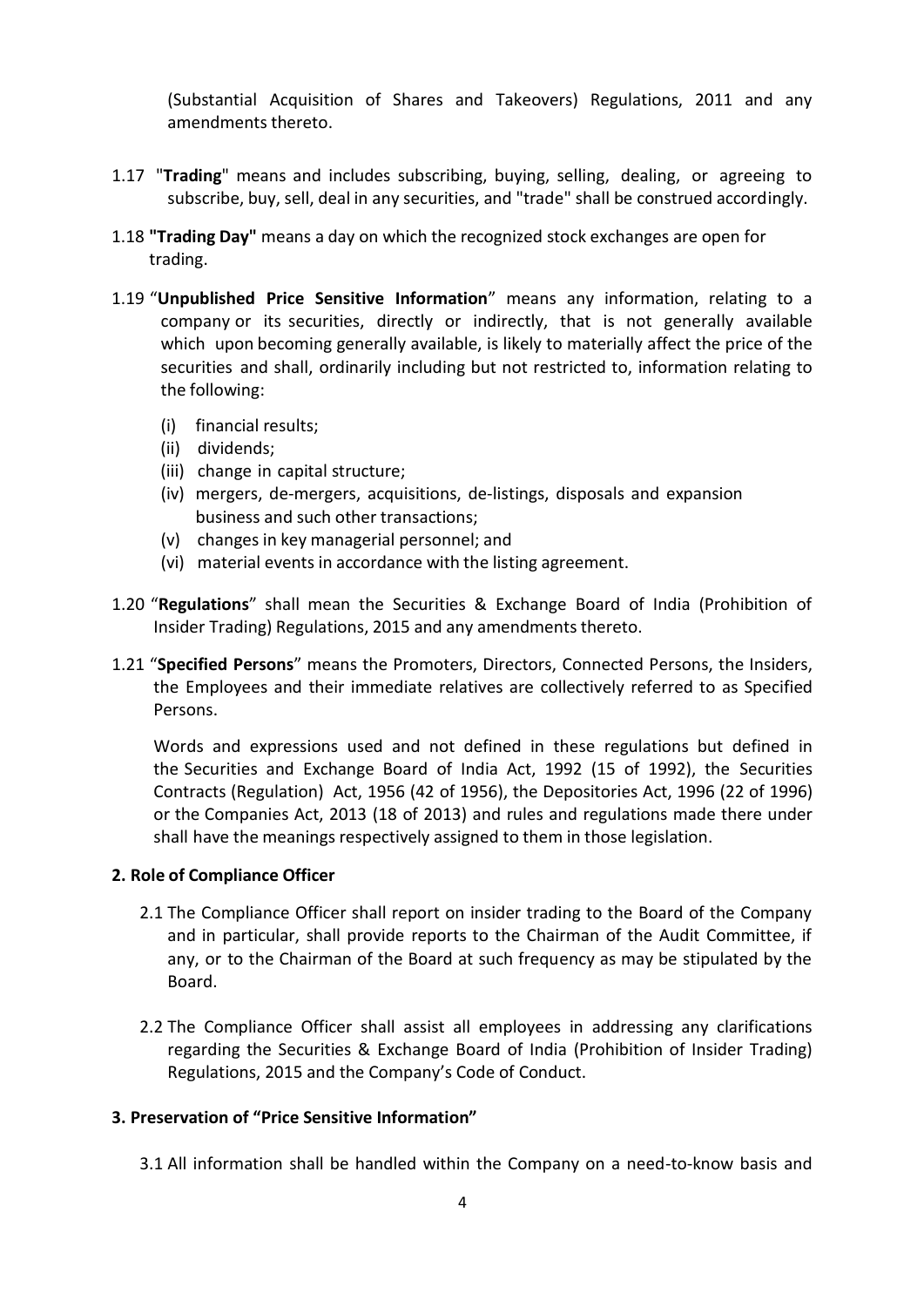(Substantial Acquisition of Shares and Takeovers) Regulations, 2011 and any amendments thereto.

1.17 "**Trading**" means and includes subscribing, buying, selling, dealing, or agreeing to subscribe, buy, sell, deal in any securities, and "trade" shall be construed accordingly.

1.18 **"Trading Day"** means a day on which the recognized stock exchanges are open for trading.

1.19 "**Unpublished Price Sensitive Information**" means any information, relating to a company or its securities, directly or indirectly, that is not generally available which upon becoming generally available, is likely to materially affect the price of the securities and shall, ordinarily including but not restricted to, information relating to the following:

- (i) financial results;
- (ii) dividends;
- (iii) change in capital structure;
- (iv) mergers, de-mergers, acquisitions, de-listings, disposals and expansion business and such other transactions;
- (v) changes in key managerial personnel; and
- (vi) material events in accordance with the listing agreement.

1.20 "**Regulations**" shall mean the Securities & Exchange Board of India (Prohibition of Insider Trading) Regulations, 2015 and any amendments thereto.

1.21 "**Specified Persons**" means the Promoters, Directors, Connected Persons, the Insiders, the Employees and their immediate relatives are collectively referred to as Specified Persons.

Words and expressions used and not defined in these regulations but defined in the Securities and Exchange Board of India Act, 1992 (15 of 1992), the Securities Contracts (Regulation) Act, 1956 (42 of 1956), the Depositories Act, 1996 (22 of 1996) or the Companies Act, 2013 (18 of 2013) and rules and regulations made there under shall have the meanings respectively assigned to them in those legislation.

**2. Role of Compliance Officer**

2.1 The Compliance Officer shall report on insider trading to the Board of the Company and in particular, shall provide reports to the Chairman of the Audit Committee, if any, or to the Chairman of the Board at such frequency as may be stipulated by the Board.

2.2 The Compliance Officer shall assist all employees in addressing any clarifications regarding the Securities & Exchange Board of India (Prohibition of Insider Trading) Regulations, 2015 and the Company's Code of Conduct.

**3. Preservation of "Price Sensitive Information"**

3.1 All information shall be handled within the Company on a need-to-know basis and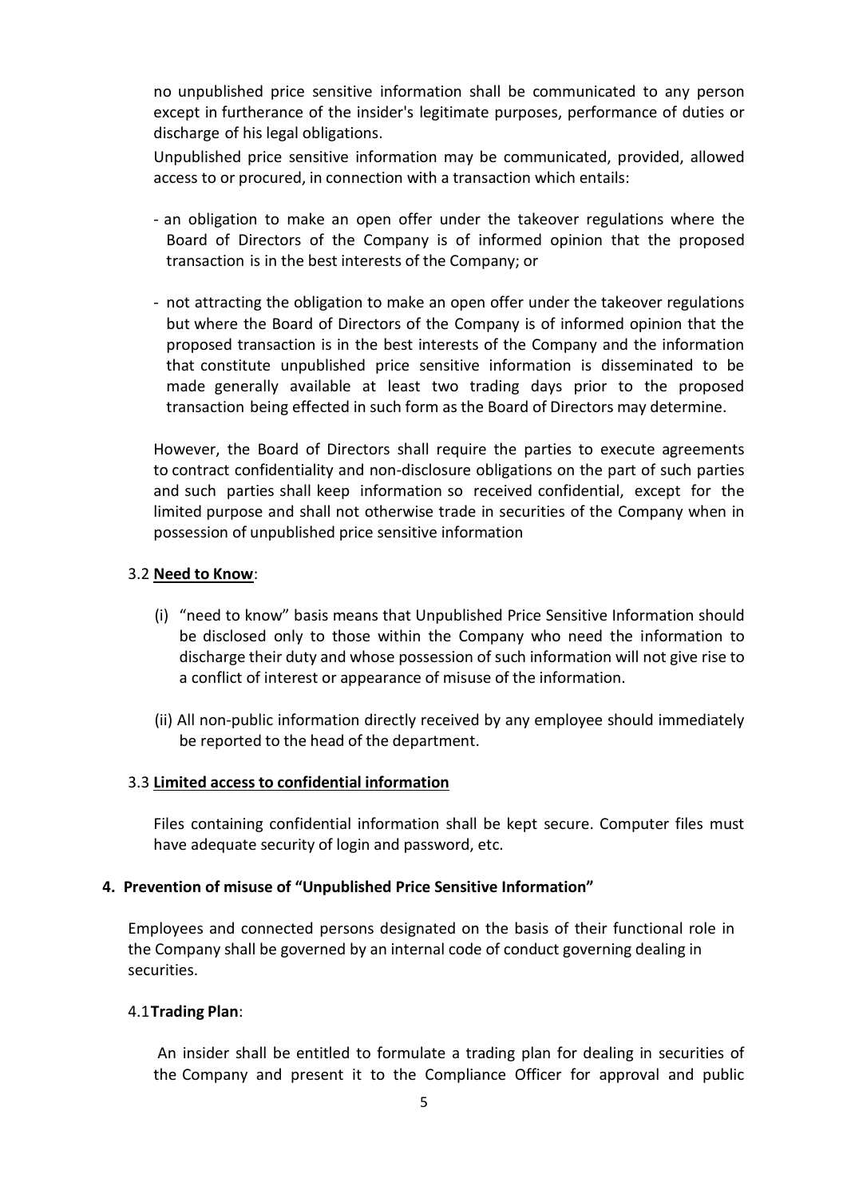no unpublished price sensitive information shall be communicated to any person except in furtherance of the insider's legitimate purposes, performance of duties or discharge of his legal obligations.

Unpublished price sensitive information may be communicated, provided, allowed access to or procured, in connection with a transaction which entails:

- an obligation to make an open offer under the takeover regulations where the Board of Directors of the Company is of informed opinion that the proposed transaction is in the best interests of the Company; or

- not attracting the obligation to make an open offer under the takeover regulations but where the Board of Directors of the Company is of informed opinion that the proposed transaction is in the best interests of the Company and the information that constitute unpublished price sensitive information is disseminated to be made generally available at least two trading days prior to the proposed transaction being effected in such form as the Board of Directors may determine.

However, the Board of Directors shall require the parties to execute agreements to contract confidentiality and non-disclosure obligations on the part of such parties and such parties shall keep information so received confidential, except for the limited purpose and shall not otherwise trade in securities of the Company when in possession of unpublished price sensitive information

3.2 **Need to Know**:

(i) "need to know" basis means that Unpublished Price Sensitive Information should be disclosed only to those within the Company who need the information to discharge their duty and whose possession of such information will not give rise to a conflict of interest or appearance of misuse of the information.

(ii) All non-public information directly received by any employee should immediately be reported to the head of the department.

3.3 **Limited access to confidential information**

Files containing confidential information shall be kept secure. Computer files must have adequate security of login and password, etc.

## 4. Prevention of misuse of "Unpublished Price Sensitive Information"

Employees and connected persons designated on the basis of their functional role in the Company shall be governed by an internal code of conduct governing dealing in securities.

4.1 **Trading Plan**:

An insider shall be entitled to formulate a trading plan for dealing in securities of the Company and present it to the Compliance Officer for approval and public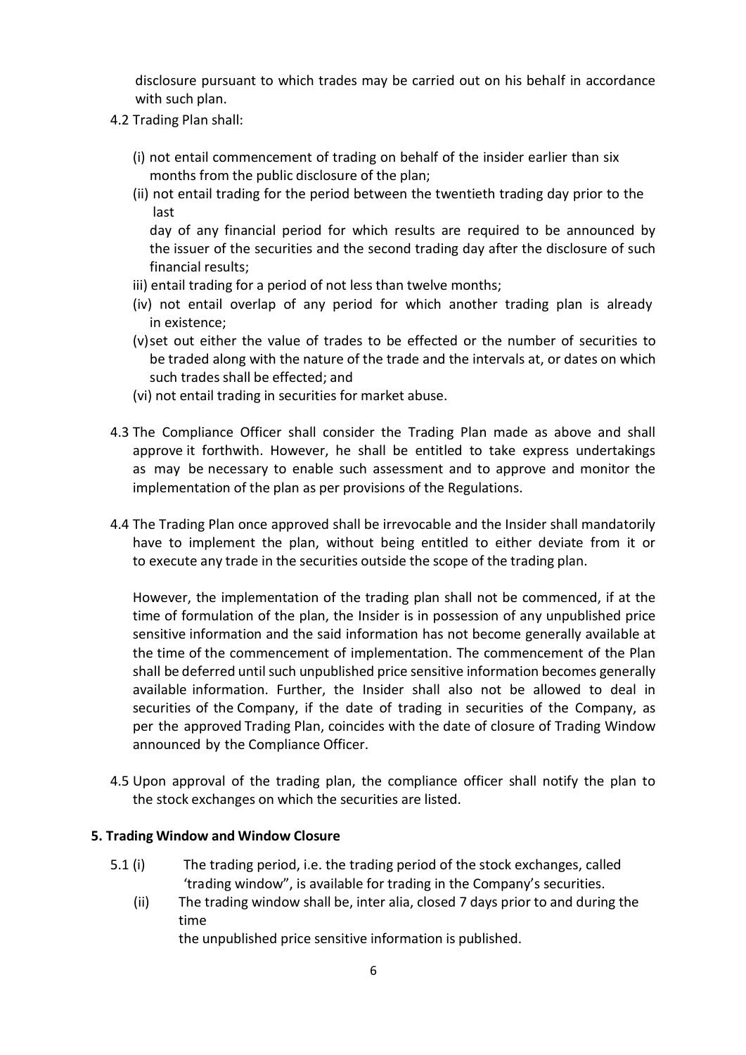disclosure pursuant to which trades may be carried out on his behalf in accordance with such plan.

4.2 Trading Plan shall:

(i) not entail commencement of trading on behalf of the insider earlier than six months from the public disclosure of the plan;

(ii) not entail trading for the period between the twentieth trading day prior to the last day of any financial period for which results are required to be announced by the issuer of the securities and the second trading day after the disclosure of such financial results;

iii) entail trading for a period of not less than twelve months;

(iv) not entail overlap of any period for which another trading plan is already in existence;

(v) set out either the value of trades to be effected or the number of securities to be traded along with the nature of the trade and the intervals at, or dates on which such trades shall be effected; and

(vi) not entail trading in securities for market abuse.

4.3 The Compliance Officer shall consider the Trading Plan made as above and shall approve it forthwith. However, he shall be entitled to take express undertakings as may be necessary to enable such assessment and to approve and monitor the implementation of the plan as per provisions of the Regulations.

4.4 The Trading Plan once approved shall be irrevocable and the Insider shall mandatorily have to implement the plan, without being entitled to either deviate from it or to execute any trade in the securities outside the scope of the trading plan.

However, the implementation of the trading plan shall not be commenced, if at the time of formulation of the plan, the Insider is in possession of any unpublished price sensitive information and the said information has not become generally available at the time of the commencement of implementation. The commencement of the Plan shall be deferred until such unpublished price sensitive information becomes generally available information. Further, the Insider shall also not be allowed to deal in securities of the Company, if the date of trading in securities of the Company, as per the approved Trading Plan, coincides with the date of closure of Trading Window announced by the Compliance Officer.

4.5 Upon approval of the trading plan, the compliance officer shall notify the plan to the stock exchanges on which the securities are listed.

**5. Trading Window and Window Closure**

5.1 (i) The trading period, i.e. the trading period of the stock exchanges, called 'trading window", is available for trading in the Company's securities.

(ii) The trading window shall be, inter alia, closed 7 days prior to and during the time the unpublished price sensitive information is published.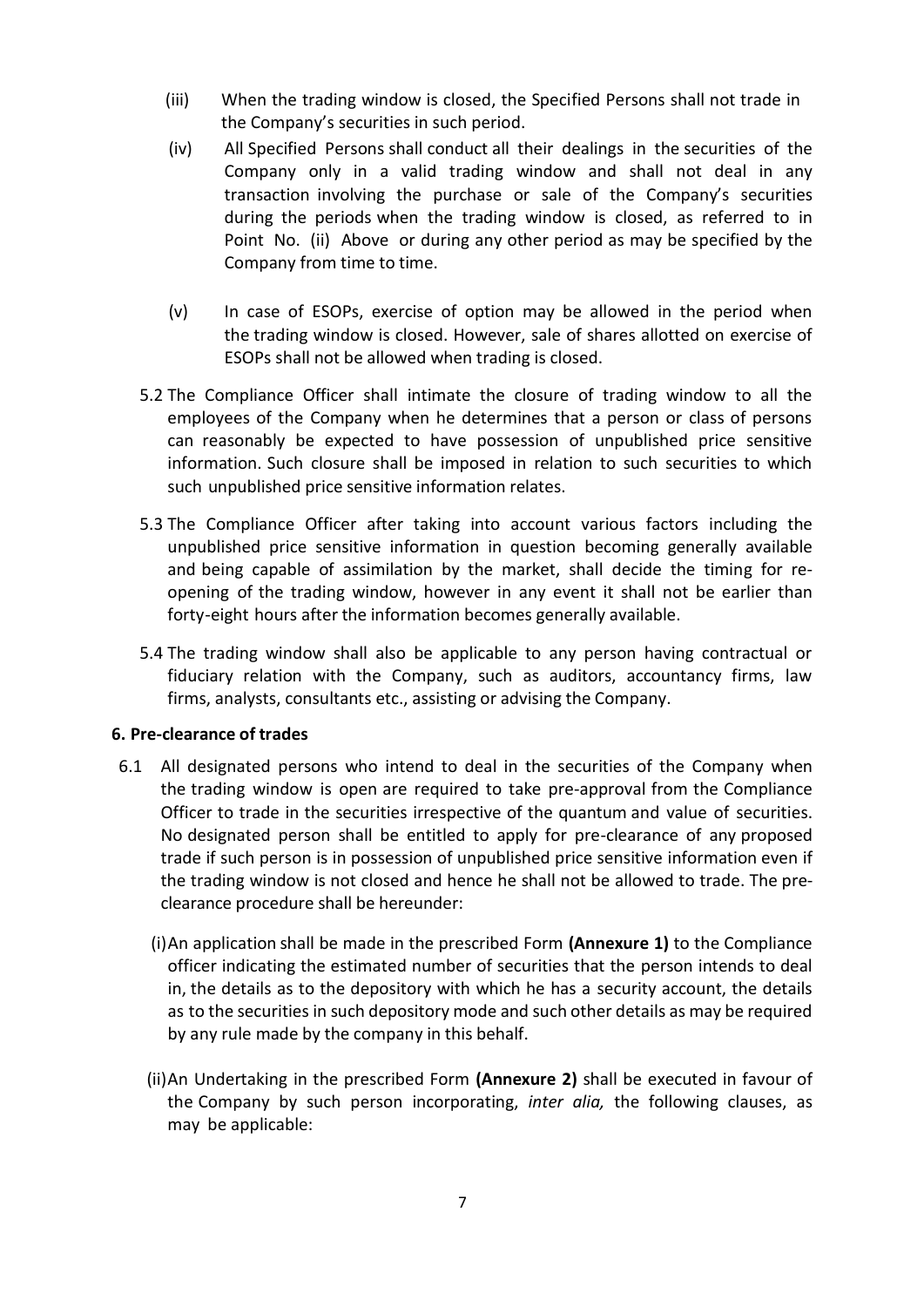(iii) When the trading window is closed, the Specified Persons shall not trade in the Company's securities in such period.

(iv) All Specified Persons shall conduct all their dealings in the securities of the Company only in a valid trading window and shall not deal in any transaction involving the purchase or sale of the Company's securities during the periods when the trading window is closed, as referred to in Point No. (ii) Above or during any other period as may be specified by the Company from time to time.

(v) In case of ESOPs, exercise of option may be allowed in the period when the trading window is closed. However, sale of shares allotted on exercise of ESOPs shall not be allowed when trading is closed.

5.2 The Compliance Officer shall intimate the closure of trading window to all the employees of the Company when he determines that a person or class of persons can reasonably be expected to have possession of unpublished price sensitive information. Such closure shall be imposed in relation to such securities to which such unpublished price sensitive information relates.

5.3 The Compliance Officer after taking into account various factors including the unpublished price sensitive information in question becoming generally available and being capable of assimilation by the market, shall decide the timing for re-opening of the trading window, however in any event it shall not be earlier than forty-eight hours after the information becomes generally available.

5.4 The trading window shall also be applicable to any person having contractual or fiduciary relation with the Company, such as auditors, accountancy firms, law firms, analysts, consultants etc., assisting or advising the Company.

**6. Pre-clearance of trades**

6.1 All designated persons who intend to deal in the securities of the Company when the trading window is open are required to take pre-approval from the Compliance Officer to trade in the securities irrespective of the quantum and value of securities. No designated person shall be entitled to apply for pre-clearance of any proposed trade if such person is in possession of unpublished price sensitive information even if the trading window is not closed and hence he shall not be allowed to trade. The pre-clearance procedure shall be hereunder:

(i) An application shall be made in the prescribed Form **(Annexure 1)** to the Compliance officer indicating the estimated number of securities that the person intends to deal in, the details as to the depository with which he has a security account, the details as to the securities in such depository mode and such other details as may be required by any rule made by the company in this behalf.

(ii) An Undertaking in the prescribed Form **(Annexure 2)** shall be executed in favour of the Company by such person incorporating, *inter alia,* the following clauses, as may be applicable: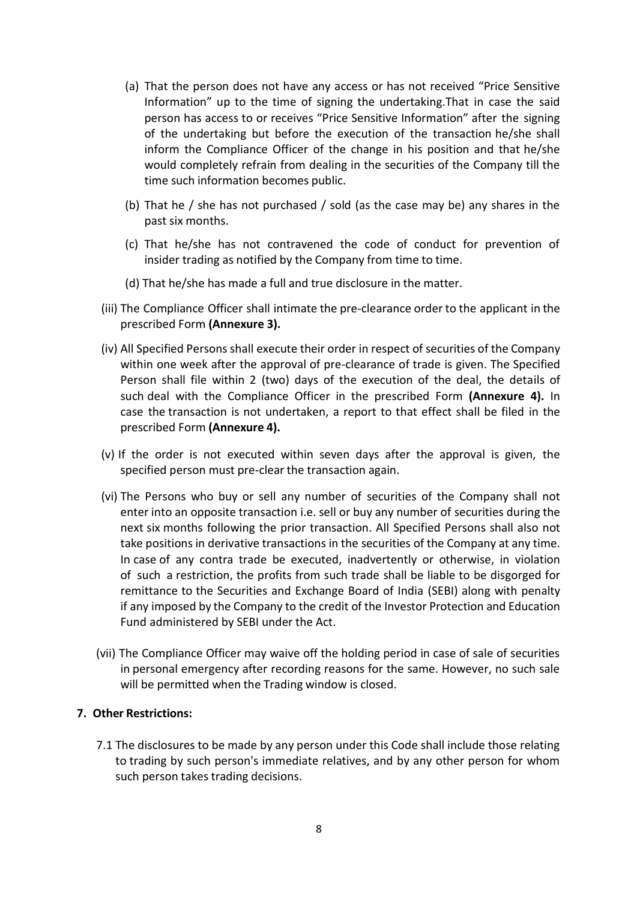(a) That the person does not have any access or has not received “Price Sensitive Information” up to the time of signing the undertaking.That in case the said person has access to or receives “Price Sensitive Information” after the signing of the undertaking but before the execution of the transaction he/she shall inform the Compliance Officer of the change in his position and that he/she would completely refrain from dealing in the securities of the Company till the time such information becomes public.

(b) That he / she has not purchased / sold (as the case may be) any shares in the past six months.

(c) That he/she has not contravened the code of conduct for prevention of insider trading as notified by the Company from time to time.

(d) That he/she has made a full and true disclosure in the matter.

(iii) The Compliance Officer shall intimate the pre-clearance order to the applicant in the prescribed Form **(Annexure 3).**

(iv) All Specified Persons shall execute their order in respect of securities of the Company within one week after the approval of pre-clearance of trade is given. The Specified Person shall file within 2 (two) days of the execution of the deal, the details of such deal with the Compliance Officer in the prescribed Form **(Annexure 4).** In case the transaction is not undertaken, a report to that effect shall be filed in the prescribed Form **(Annexure 4).**

(v) If the order is not executed within seven days after the approval is given, the specified person must pre-clear the transaction again.

(vi) The Persons who buy or sell any number of securities of the Company shall not enter into an opposite transaction i.e. sell or buy any number of securities during the next six months following the prior transaction. All Specified Persons shall also not take positions in derivative transactions in the securities of the Company at any time. In case of any contra trade be executed, inadvertently or otherwise, in violation of such a restriction, the profits from such trade shall be liable to be disgorged for remittance to the Securities and Exchange Board of India (SEBI) along with penalty if any imposed by the Company to the credit of the Investor Protection and Education Fund administered by SEBI under the Act.

(vii) The Compliance Officer may waive off the holding period in case of sale of securities in personal emergency after recording reasons for the same. However, no such sale will be permitted when the Trading window is closed.

**7. Other Restrictions:**

7.1 The disclosures to be made by any person under this Code shall include those relating to trading by such person's immediate relatives, and by any other person for whom such person takes trading decisions.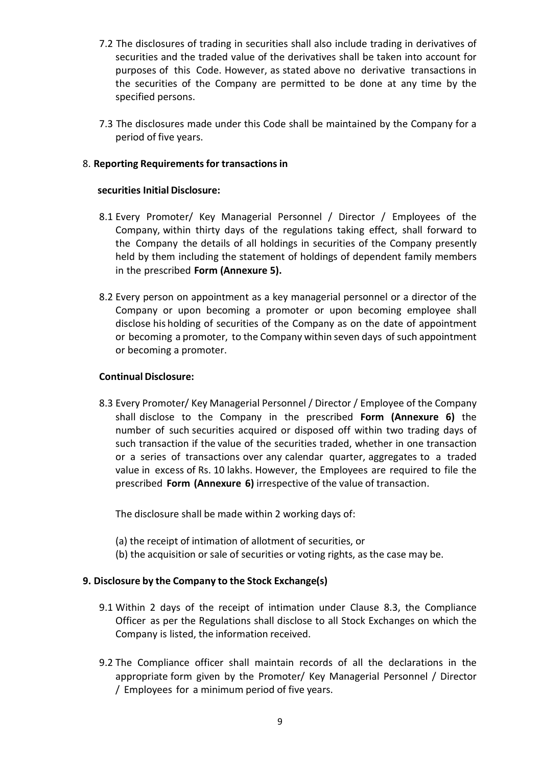7.2 The disclosures of trading in securities shall also include trading in derivatives of securities and the traded value of the derivatives shall be taken into account for purposes of this Code. However, as stated above no derivative transactions in the securities of the Company are permitted to be done at any time by the specified persons.

7.3 The disclosures made under this Code shall be maintained by the Company for a period of five years.

8. **Reporting Requirements for transactions in**

**securities Initial Disclosure:**

8.1 Every Promoter/ Key Managerial Personnel / Director / Employees of the Company, within thirty days of the regulations taking effect, shall forward to the Company the details of all holdings in securities of the Company presently held by them including the statement of holdings of dependent family members in the prescribed **Form (Annexure 5).**

8.2 Every person on appointment as a key managerial personnel or a director of the Company or upon becoming a promoter or upon becoming employee shall disclose his holding of securities of the Company as on the date of appointment or becoming a promoter, to the Company within seven days of such appointment or becoming a promoter.

**Continual Disclosure:**

8.3 Every Promoter/ Key Managerial Personnel / Director / Employee of the Company shall disclose to the Company in the prescribed **Form (Annexure 6)** the number of such securities acquired or disposed off within two trading days of such transaction if the value of the securities traded, whether in one transaction or a series of transactions over any calendar quarter, aggregates to a traded value in excess of Rs. 10 lakhs. However, the Employees are required to file the prescribed **Form (Annexure 6)** irrespective of the value of transaction.

The disclosure shall be made within 2 working days of:

(a) the receipt of intimation of allotment of securities, or
(b) the acquisition or sale of securities or voting rights, as the case may be.

**9. Disclosure by the Company to the Stock Exchange(s)**

9.1 Within 2 days of the receipt of intimation under Clause 8.3, the Compliance Officer as per the Regulations shall disclose to all Stock Exchanges on which the Company is listed, the information received.

9.2 The Compliance officer shall maintain records of all the declarations in the appropriate form given by the Promoter/ Key Managerial Personnel / Director / Employees for a minimum period of five years.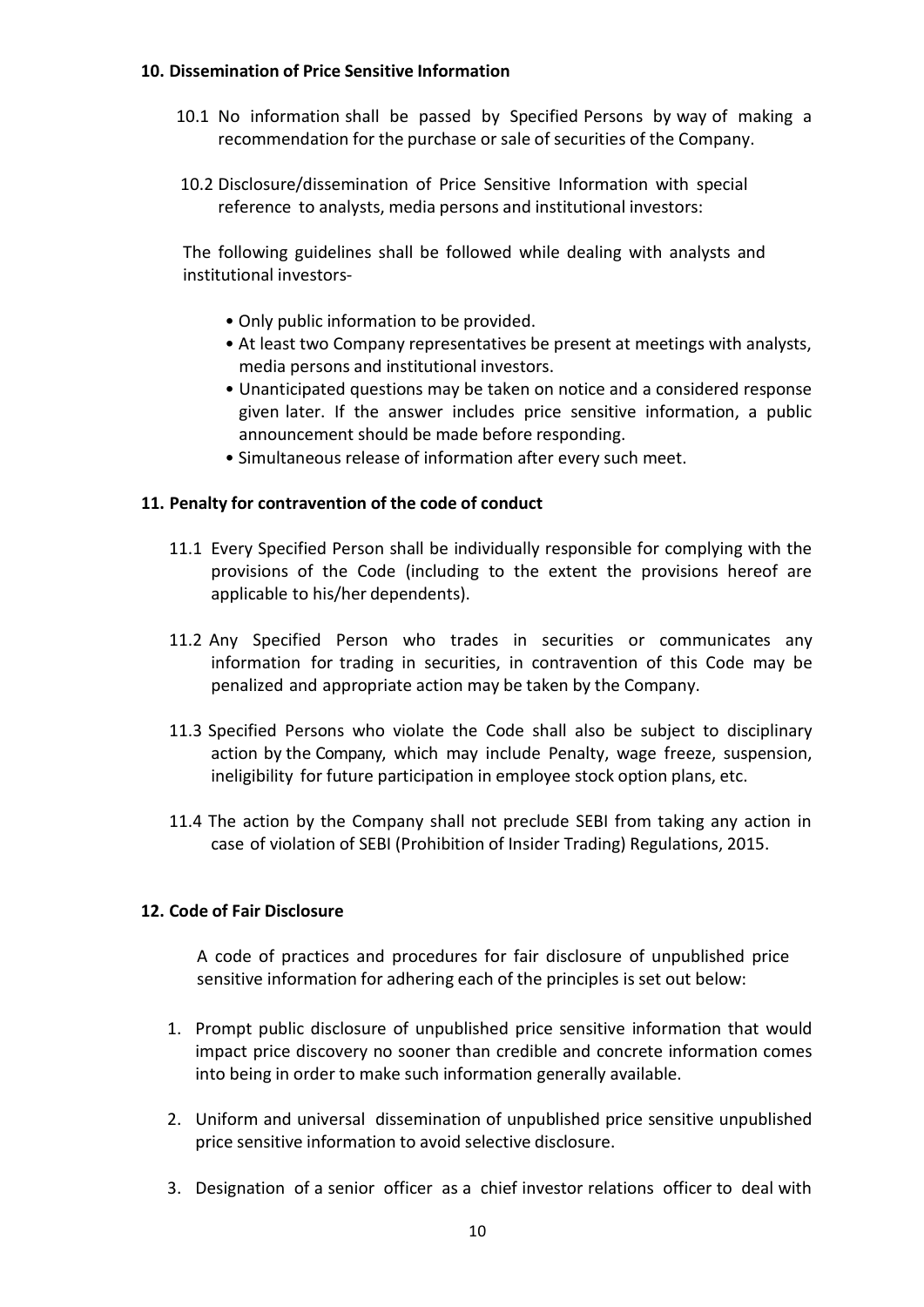**10. Dissemination of Price Sensitive Information**

10.1 No information shall be passed by Specified Persons by way of making a recommendation for the purchase or sale of securities of the Company.

10.2 Disclosure/dissemination of Price Sensitive Information with special reference to analysts, media persons and institutional investors:

The following guidelines shall be followed while dealing with analysts and institutional investors-

- Only public information to be provided.
- At least two Company representatives be present at meetings with analysts, media persons and institutional investors.
- Unanticipated questions may be taken on notice and a considered response given later. If the answer includes price sensitive information, a public announcement should be made before responding.
- Simultaneous release of information after every such meet.

**11. Penalty for contravention of the code of conduct**

11.1 Every Specified Person shall be individually responsible for complying with the provisions of the Code (including to the extent the provisions hereof are applicable to his/her dependents).

11.2 Any Specified Person who trades in securities or communicates any information for trading in securities, in contravention of this Code may be penalized and appropriate action may be taken by the Company.

11.3 Specified Persons who violate the Code shall also be subject to disciplinary action by the Company, which may include Penalty, wage freeze, suspension, ineligibility for future participation in employee stock option plans, etc.

11.4 The action by the Company shall not preclude SEBI from taking any action in case of violation of SEBI (Prohibition of Insider Trading) Regulations, 2015.

**12. Code of Fair Disclosure**

A code of practices and procedures for fair disclosure of unpublished price sensitive information for adhering each of the principles is set out below:

1. Prompt public disclosure of unpublished price sensitive information that would impact price discovery no sooner than credible and concrete information comes into being in order to make such information generally available.
2. Uniform and universal dissemination of unpublished price sensitive unpublished price sensitive information to avoid selective disclosure.
3. Designation of a senior officer as a chief investor relations officer to deal with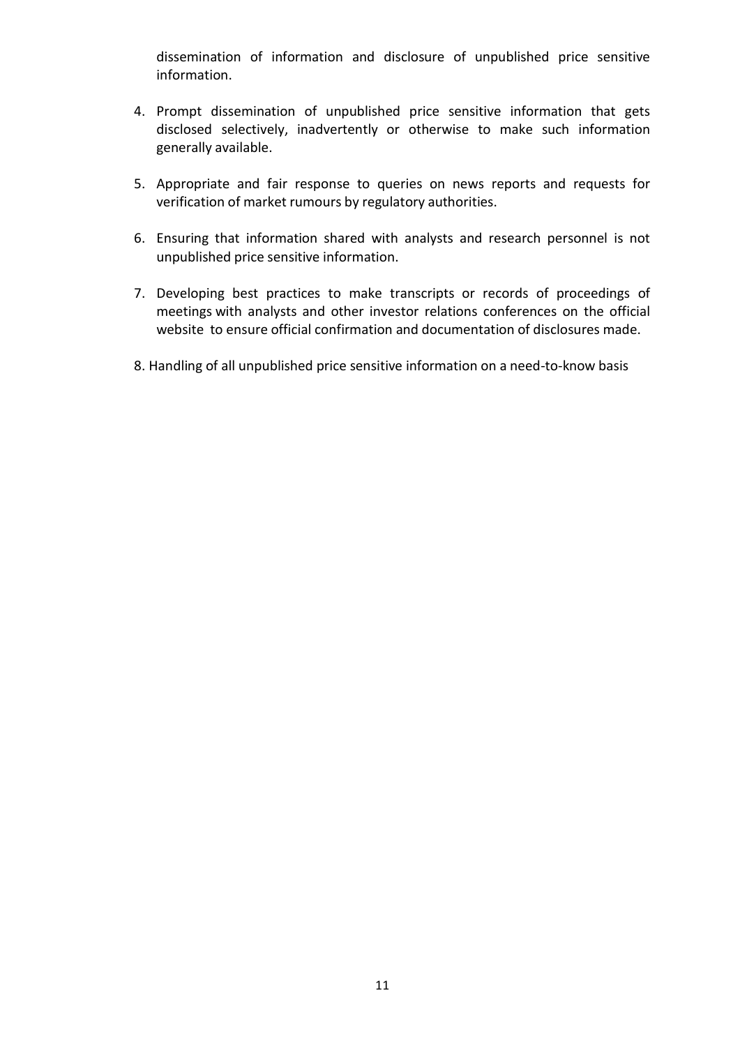dissemination of information and disclosure of unpublished price sensitive information.

4. Prompt dissemination of unpublished price sensitive information that gets disclosed selectively, inadvertently or otherwise to make such information generally available.

5. Appropriate and fair response to queries on news reports and requests for verification of market rumours by regulatory authorities.

6. Ensuring that information shared with analysts and research personnel is not unpublished price sensitive information.

7. Developing best practices to make transcripts or records of proceedings of meetings with analysts and other investor relations conferences on the official website to ensure official confirmation and documentation of disclosures made.

8. Handling of all unpublished price sensitive information on a need-to-know basis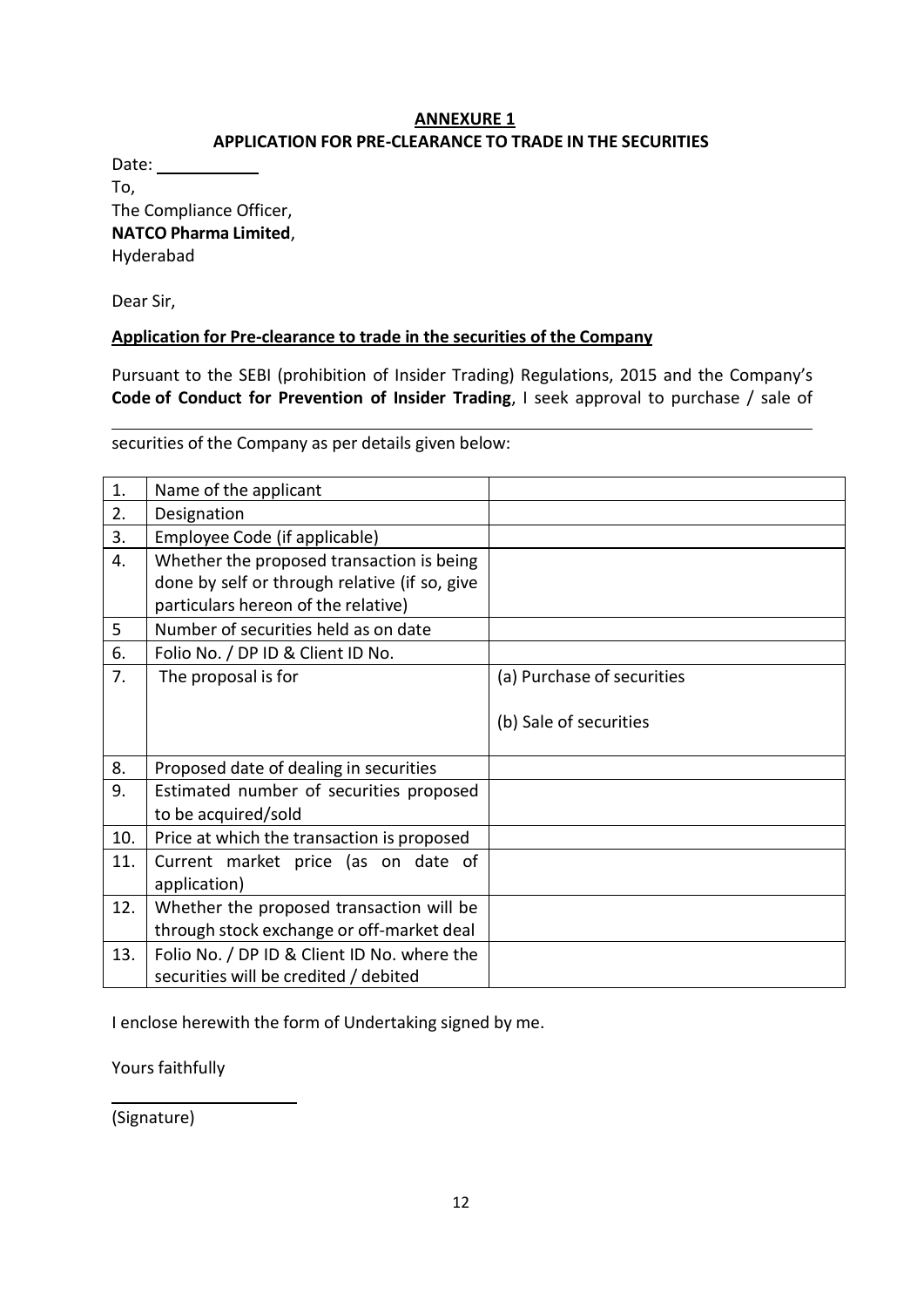## ANNEXURE 1

## APPLICATION FOR PRE-CLEARANCE TO TRADE IN THE SECURITIES

Date: ___________

To,
The Compliance Officer,
**NATCO Pharma Limited**,
Hyderabad

Dear Sir,

**Application for Pre-clearance to trade in the securities of the Company**

Pursuant to the SEBI (prohibition of Insider Trading) Regulations, 2015 and the Company's **Code of Conduct for Prevention of Insider Trading**, I seek approval to purchase / sale of

______________________________________________________________

securities of the Company as per details given below:

| | | |
|---|---|---|
| 1. | Name of the applicant | |
| 2. | Designation | |
| 3. | Employee Code (if applicable) | |
| 4. | Whether the proposed transaction is being done by self or through relative (if so, give particulars hereon of the relative) | |
| 5 | Number of securities held as on date | |
| 6. | Folio No. / DP ID & Client ID No. | |
| 7. | The proposal is for | (a) Purchase of securities<br><br>(b) Sale of securities |
| 8. | Proposed date of dealing in securities | |
| 9. | Estimated number of securities proposed to be acquired/sold | |
| 10. | Price at which the transaction is proposed | |
| 11. | Current market price (as on date of application) | |
| 12. | Whether the proposed transaction will be through stock exchange or off-market deal | |
| 13. | Folio No. / DP ID & Client ID No. where the securities will be credited / debited | |

I enclose herewith the form of Undertaking signed by me.

Yours faithfully

____________________

(Signature)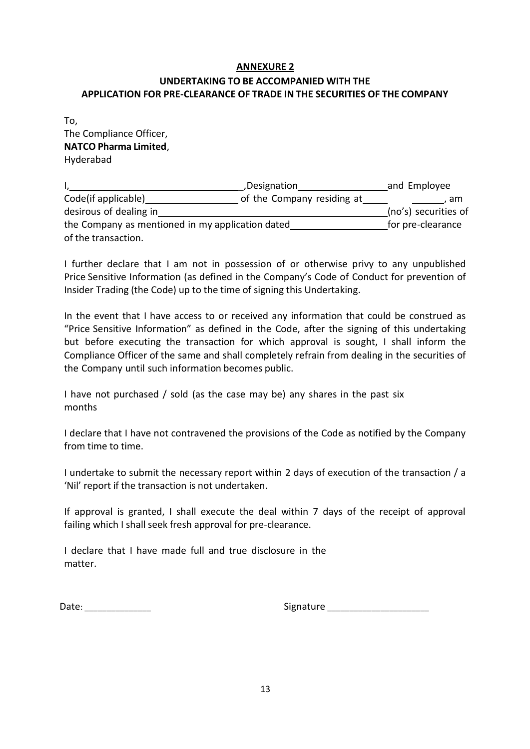**ANNEXURE 2**

**UNDERTAKING TO BE ACCOMPANIED WITH THE APPLICATION FOR PRE-CLEARANCE OF TRADE IN THE SECURITIES OF THE COMPANY**

To,
The Compliance Officer,
**NATCO Pharma Limited**,
Hyderabad

I,\_\_\_\_\_\_\_\_\_\_\_\_\_\_\_\_\_\_\_\_\_\_\_\_\_\_\_\_\_\_,Designation\_\_\_\_\_\_\_\_\_\_\_\_\_\_\_\_\_and Employee Code(if applicable)\_\_\_\_\_\_\_\_\_\_\_\_\_\_\_\_\_ of the Company residing at\_\_\_\_\_ \_\_\_\_\_\_, am desirous of dealing in\_\_\_\_\_\_\_\_\_\_\_\_\_\_\_\_\_\_\_\_\_\_\_\_\_\_\_\_\_\_\_\_\_\_\_\_\_\_(no's) securities of the Company as mentioned in my application dated\_\_\_\_\_\_\_\_\_\_\_\_\_\_\_\_\_\_for pre-clearance of the transaction.

I further declare that I am not in possession of or otherwise privy to any unpublished Price Sensitive Information (as defined in the Company's Code of Conduct for prevention of Insider Trading (the Code) up to the time of signing this Undertaking.

In the event that I have access to or received any information that could be construed as "Price Sensitive Information" as defined in the Code, after the signing of this undertaking but before executing the transaction for which approval is sought, I shall inform the Compliance Officer of the same and shall completely refrain from dealing in the securities of the Company until such information becomes public.

I have not purchased / sold (as the case may be) any shares in the past six months

I declare that I have not contravened the provisions of the Code as notified by the Company from time to time.

I undertake to submit the necessary report within 2 days of execution of the transaction / a 'Nil' report if the transaction is not undertaken.

If approval is granted, I shall execute the deal within 7 days of the receipt of approval failing which I shall seek fresh approval for pre-clearance.

I declare that I have made full and true disclosure in the matter.

Date: \_\_\_\_\_\_\_\_\_\_\_\_\_ Signature \_\_\_\_\_\_\_\_\_\_\_\_\_\_\_\_\_\_\_\_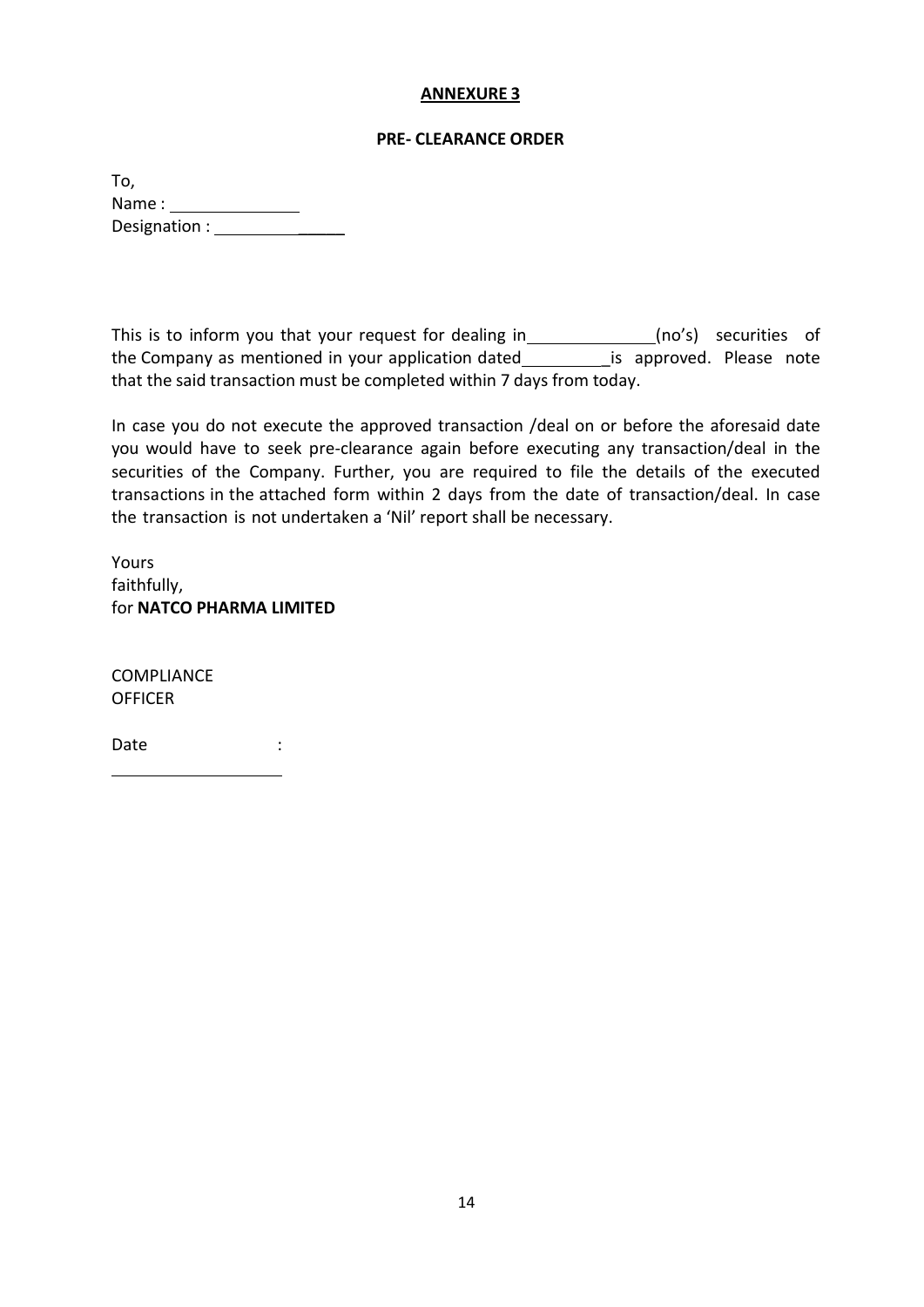**ANNEXURE 3**

**PRE- CLEARANCE ORDER**

To,
Name : ______________
Designation : ______________

This is to inform you that your request for dealing in ______________ (no's) securities of the Company as mentioned in your application dated __________ is approved. Please note that the said transaction must be completed within 7 days from today.

In case you do not execute the approved transaction /deal on or before the aforesaid date you would have to seek pre-clearance again before executing any transaction/deal in the securities of the Company. Further, you are required to file the details of the executed transactions in the attached form within 2 days from the date of transaction/deal. In case the transaction is not undertaken a 'Nil' report shall be necessary.

Yours faithfully,
for **NATCO PHARMA LIMITED**

COMPLIANCE OFFICER

Date :
____________________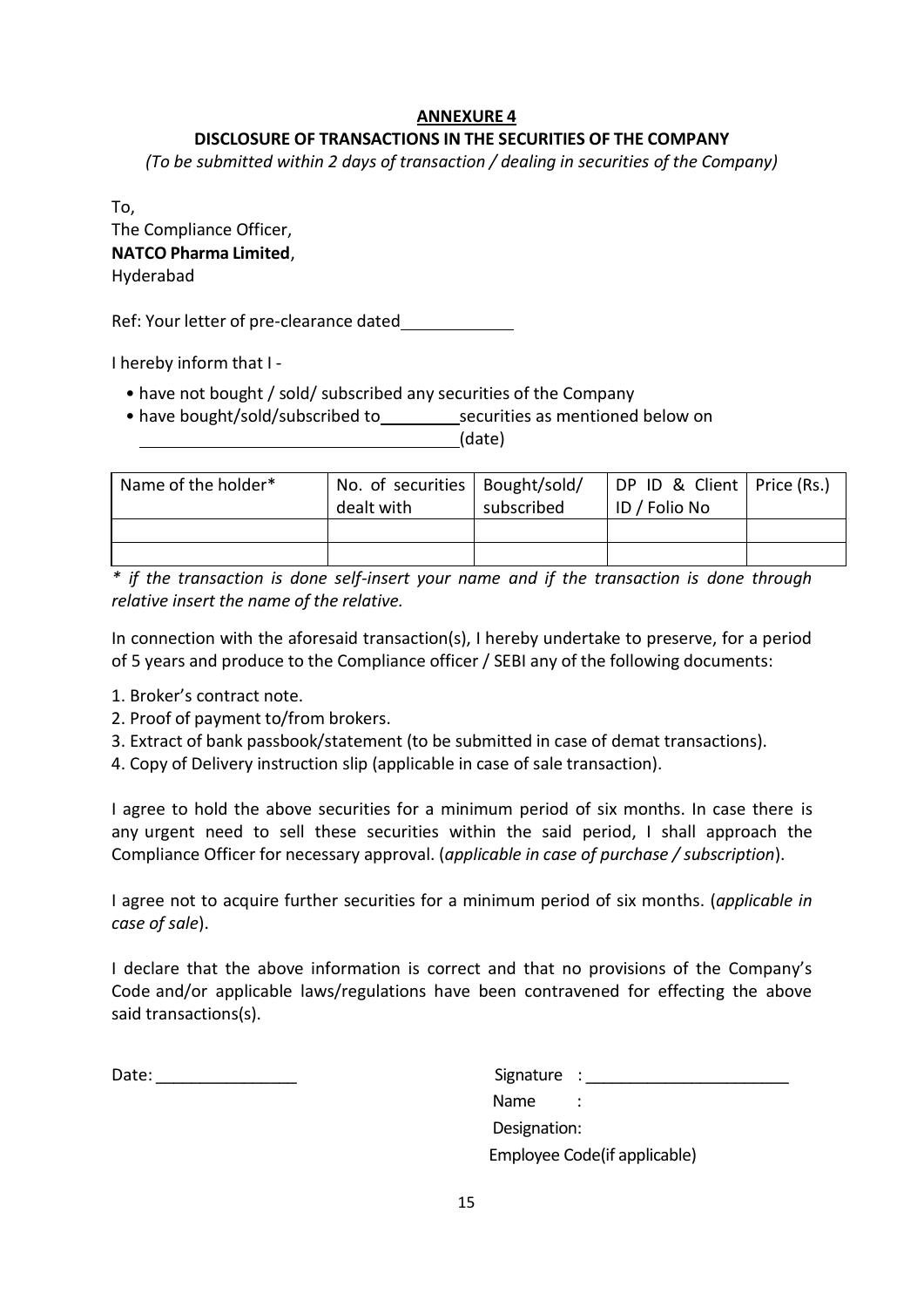**ANNEXURE 4**

**DISCLOSURE OF TRANSACTIONS IN THE SECURITIES OF THE COMPANY**

*(To be submitted within 2 days of transaction / dealing in securities of the Company)*

To,
The Compliance Officer,
**NATCO Pharma Limited**,
Hyderabad

Ref: Your letter of pre-clearance dated____________

I hereby inform that I -

- have not bought / sold/ subscribed any securities of the Company
- have bought/sold/subscribed to_________securities as mentioned below on __________________________________(date)

| Name of the holder* | No. of securities dealt with | Bought/sold/ subscribed | DP ID & Client ID / Folio No | Price (Rs.) |
|---|---|---|---|---|
| | | | | |
| | | | | |

*\* if the transaction is done self-insert your name and if the transaction is done through relative insert the name of the relative.*

In connection with the aforesaid transaction(s), I hereby undertake to preserve, for a period of 5 years and produce to the Compliance officer / SEBI any of the following documents:

1. Broker's contract note.
2. Proof of payment to/from brokers.
3. Extract of bank passbook/statement (to be submitted in case of demat transactions).
4. Copy of Delivery instruction slip (applicable in case of sale transaction).

I agree to hold the above securities for a minimum period of six months. In case there is any urgent need to sell these securities within the said period, I shall approach the Compliance Officer for necessary approval. (*applicable in case of purchase / subscription*).

I agree not to acquire further securities for a minimum period of six months. (*applicable in case of sale*).

I declare that the above information is correct and that no provisions of the Company's Code and/or applicable laws/regulations have been contravened for effecting the above said transactions(s).

Date: _______________

Signature : ______________________
Name :
Designation:
Employee Code(if applicable)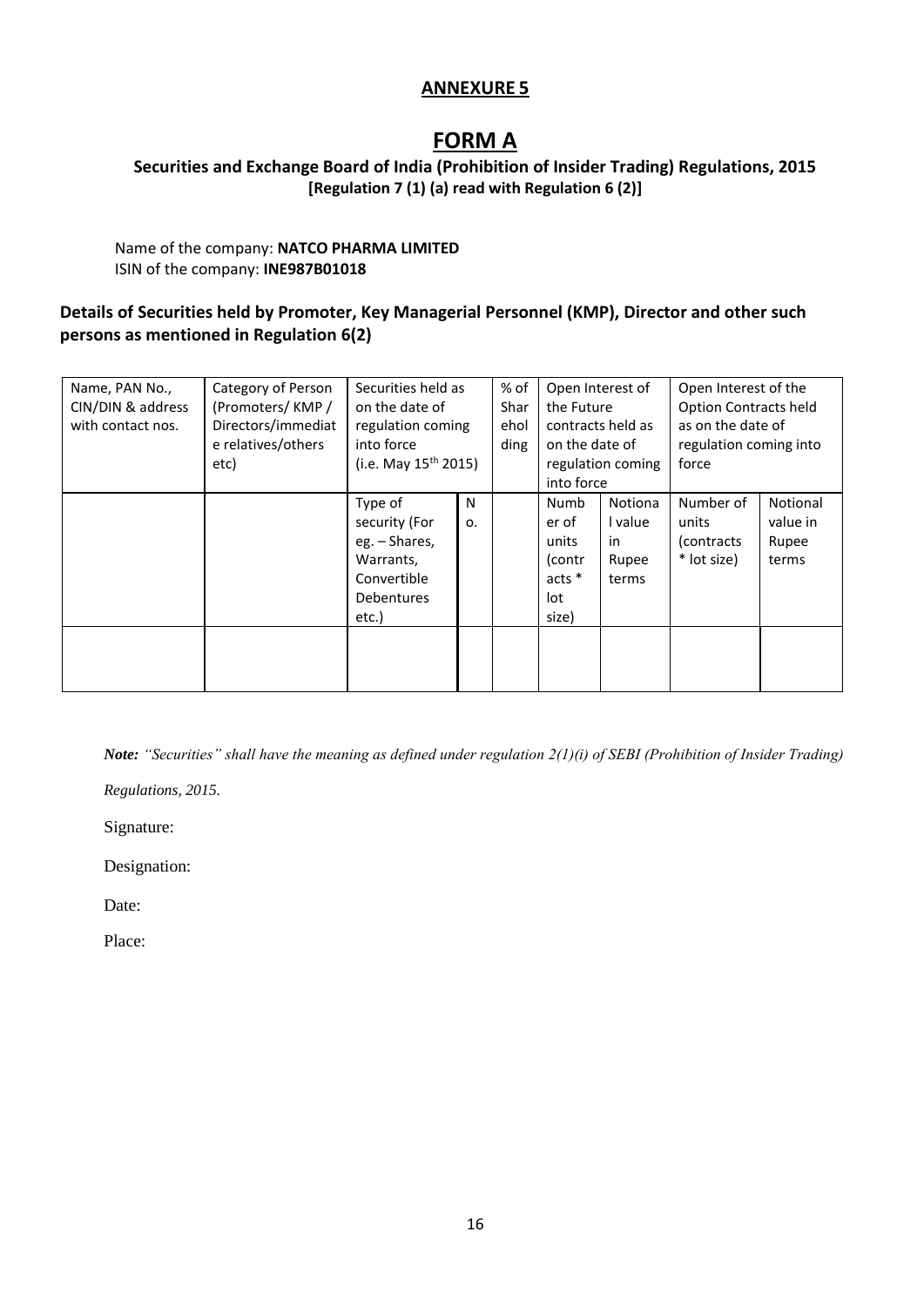## ANNEXURE 5

# FORM A

### Securities and Exchange Board of India (Prohibition of Insider Trading) Regulations, 2015
**[Regulation 7 (1) (a) read with Regulation 6 (2)]**

Name of the company: **NATCO PHARMA LIMITED**
ISIN of the company: **INE987B01018**

### Details of Securities held by Promoter, Key Managerial Personnel (KMP), Director and other such persons as mentioned in Regulation 6(2)

| Name, PAN No., CIN/DIN & address with contact nos. | Category of Person (Promoters/ KMP / Directors/immediate relatives/others etc) | Securities held as on the date of regulation coming into force (i.e. May 15th 2015) | | % of Shareholding | Open Interest of the Future contracts held as on the date of regulation coming into force | | Open Interest of the Option Contracts held as on the date of regulation coming into force | |
|---|---|---|---|---|---|---|---|---|
| | | Type of security (For eg. – Shares, Warrants, Convertible Debentures etc.) | No. | | Number of units (contracts * lot size) | Notional value in Rupee terms | Number of units (contracts * lot size) | Notional value in Rupee terms |
| | | | | | | | | |

***Note:*** *"Securities" shall have the meaning as defined under regulation 2(1)(i) of SEBI (Prohibition of Insider Trading) Regulations, 2015.*

Signature:

Designation:

Date:

Place: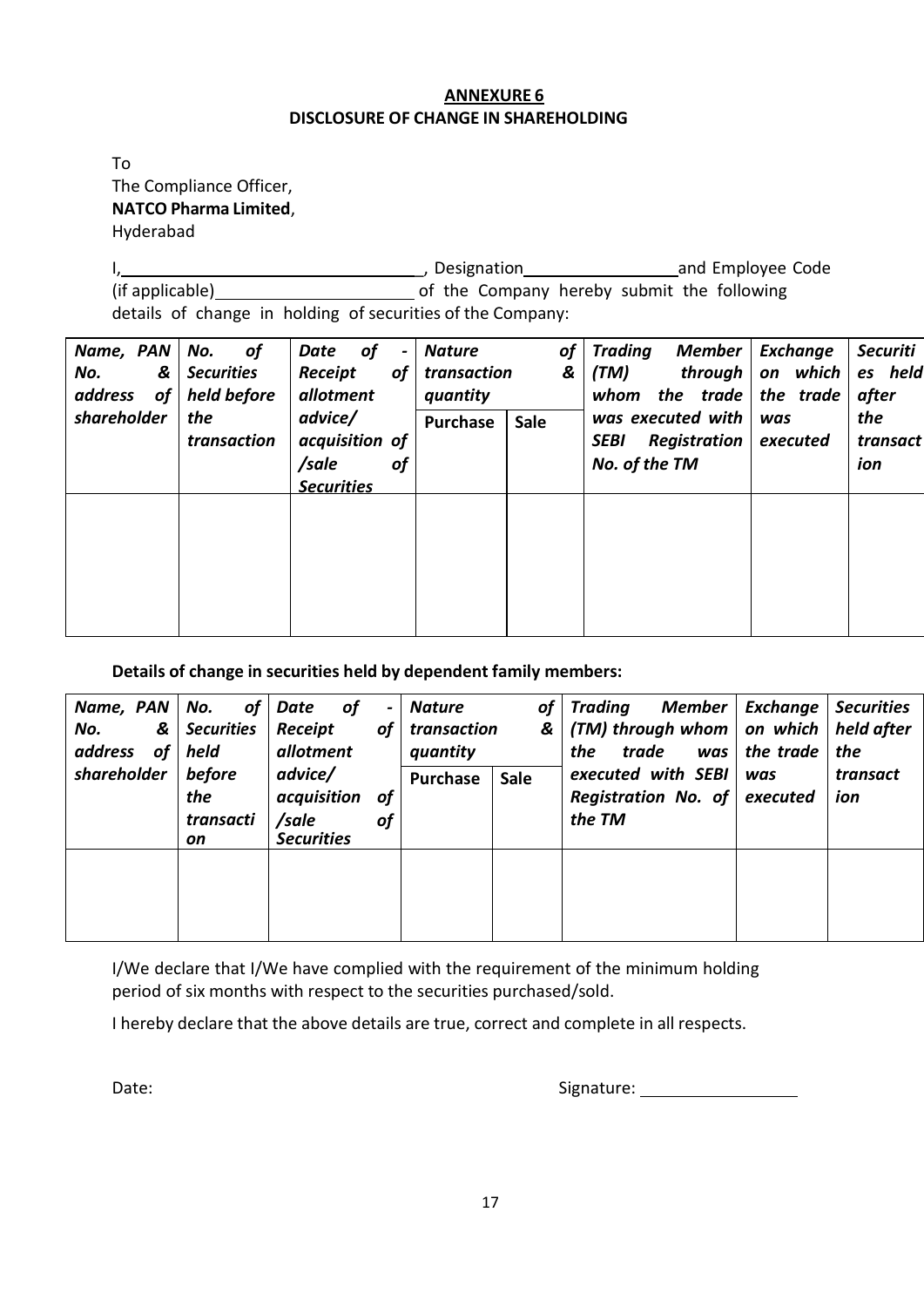**ANNEXURE 6**
**DISCLOSURE OF CHANGE IN SHAREHOLDING**

To
The Compliance Officer,
**NATCO Pharma Limited**,
Hyderabad

I,\_\_\_\_\_\_\_\_\_\_\_\_\_\_\_\_\_\_\_\_\_\_\_\_\_\_\_\_\_\_\_\_, Designation\_\_\_\_\_\_\_\_\_\_\_\_\_\_\_\_\_and Employee Code (if applicable)\_\_\_\_\_\_\_\_\_\_\_\_\_\_\_\_\_\_\_\_\_\_ of the Company hereby submit the following details of change in holding of securities of the Company:

| *Name, PAN No. & address of shareholder* | *No. of Securities held before the transaction* | *Date of - Receipt of allotment advice/ acquisition of /sale of Securities* | *Nature of transaction & quantity* | | *Trading Member (TM) through whom the trade was executed with SEBI Registration No. of the TM* | *Exchange on which the trade was executed* | *Securities held after the transaction* |
|---|---|---|---|---|---|---|---|
| | | | **Purchase** | **Sale** | | | |
| | | | | | | | |

**Details of change in securities held by dependent family members:**

| *Name, PAN No. & address of shareholder* | *No. of Securities held before the transaction* | *Date of - Receipt of allotment advice/ acquisition of /sale of Securities* | *Nature of transaction & quantity* | | *Trading Member (TM) through whom the trade was executed with SEBI Registration No. of the TM* | *Exchange on which the trade was executed* | *Securities held after the transaction* |
|---|---|---|---|---|---|---|---|
| | | | **Purchase** | **Sale** | | | |
| | | | | | | | |

I/We declare that I/We have complied with the requirement of the minimum holding period of six months with respect to the securities purchased/sold.

I hereby declare that the above details are true, correct and complete in all respects.

Date: Signature: \_\_\_\_\_\_\_\_\_\_\_\_\_\_\_\_\_